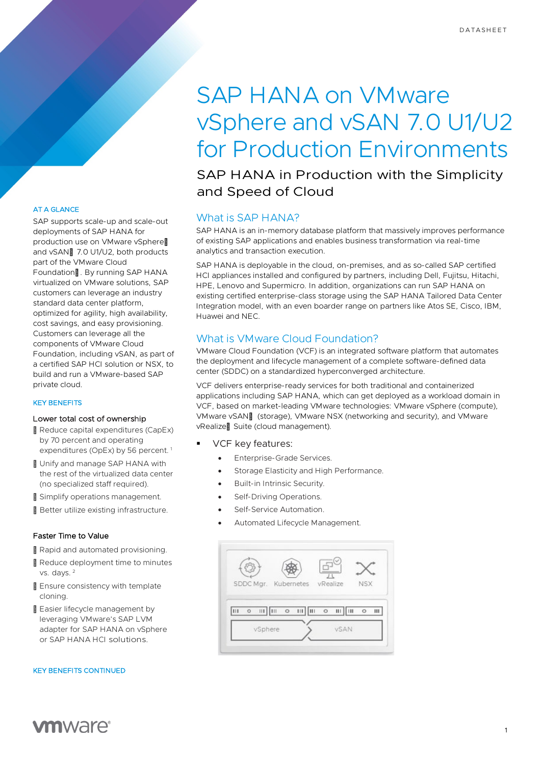DATASHEET

# SAP HANA on VMware vSphere and vSAN 7.0 U1/U2 for Production Environments

## SAP HANA in Production with the Simplicity and Speed of Cloud

### AT A GLANCE

SAP supports scale-up and scale-out deployments of SAP HANA for production use on VMware vSphere and vSAN 7.0 U1/U2, both products part of the VMware Cloud Foundation. By running SAP HANA virtualized on VMware solutions, SAP customers can leverage an industry standard data center platform, optimized for agility, high availability, cost savings, and easy provisioning. Customers can leverage all the components of VMware Cloud Foundation, including vSAN, as part of a certified SAP HCI solution or NSX, to build and run a VMware-based SAP private cloud.

### KEY BENEFITS

**Lower total cost of ownership**

- Reduce capital expenditures (CapEx) by 70 percent and operating expenditures (OpEx) by 56 percent. [1]
- Unify and manage SAP HANA with the rest of the virtualized data center (no specialized staff required).
- Simplify operations management.
- Better utilize existing infrastructure.

**Faster Time to Value**

- Rapid and automated provisioning.
- Reduce deployment time to minutes vs. days. [2]
- Ensure consistency with template cloning.
- Easier lifecycle management by leveraging VMware's SAP LVM adapter for SAP HANA on vSphere or SAP HANA HCI solutions.

KEY BENEFITS CONTINUED

## What is SAP HANA?

SAP HANA is an in-memory database platform that massively improves performance of existing SAP applications and enables business transformation via real-time analytics and transaction execution.

SAP HANA is deployable in the cloud, on-premises, and as so-called SAP certified HCI appliances installed and configured by partners, including Dell, Fujitsu, Hitachi, HPE, Lenovo and Supermicro. In addition, organizations can run SAP HANA on existing certified enterprise-class storage using the SAP HANA Tailored Data Center Integration model, with an even boarder range on partners like Atos SE, Cisco, IBM, Huawei and NEC.

## What is VMware Cloud Foundation?

VMware Cloud Foundation (VCF) is an integrated software platform that automates the deployment and lifecycle management of a complete software-defined data center (SDDC) on a standardized hyperconverged architecture.

VCF delivers enterprise-ready services for both traditional and containerized applications including SAP HANA, which can get deployed as a workload domain in VCF, based on market-leading VMware technologies: VMware vSphere (compute), VMware vSAN (storage), VMware NSX (networking and security), and VMware vRealize Suite (cloud management).

- VCF key features:
  - Enterprise-Grade Services.
  - Storage Elasticity and High Performance.
  - Built-in Intrinsic Security.
  - Self-Driving Operations.
  - Self-Service Automation.
  - Automated Lifecycle Management.

SDDC Mgr. | Kubernetes | vRealize | NSX

vSphere | vSAN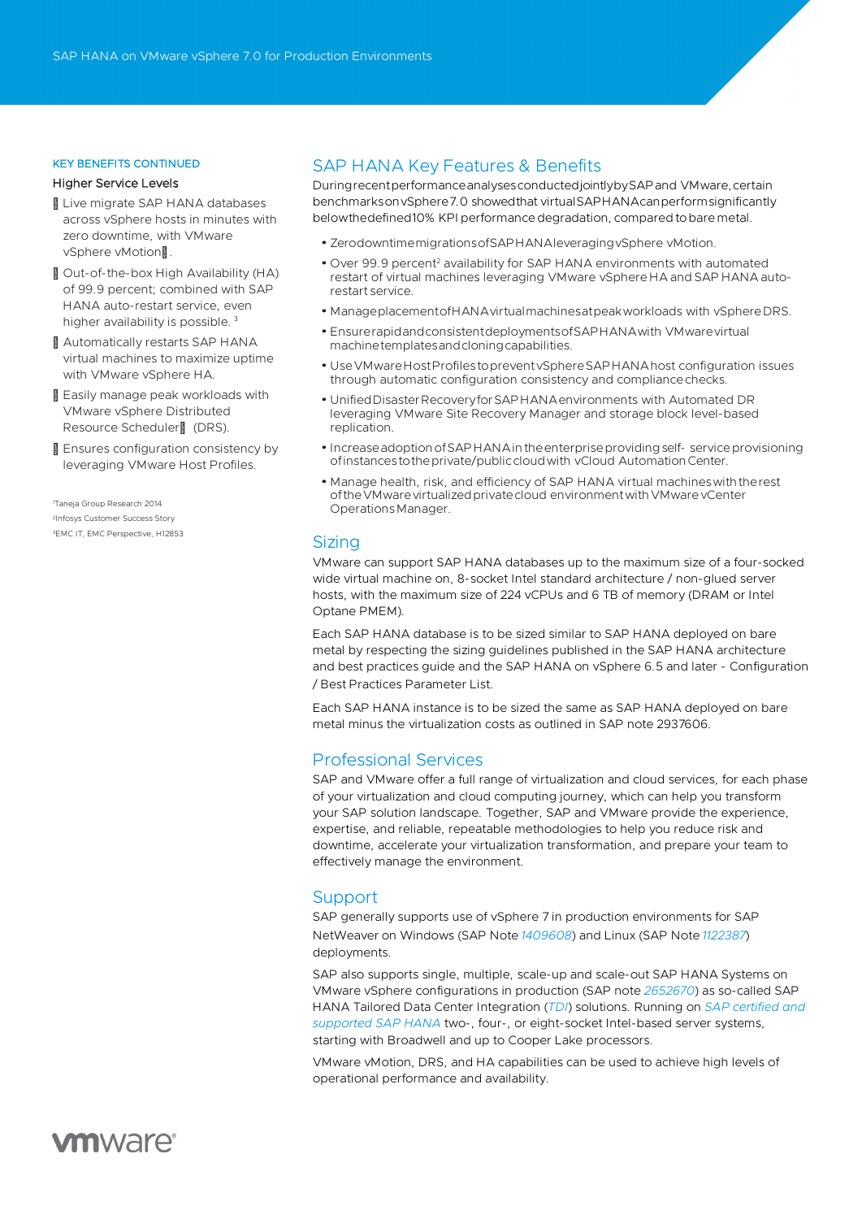## KEY BENEFITS CONTINUED

### Higher Service Levels

- Live migrate SAP HANA databases across vSphere hosts in minutes with zero downtime, with VMware vSphere vMotion.
- Out-of-the-box High Availability (HA) of 99.9 percent; combined with SAP HANA auto-restart service, even higher availability is possible. [3]
- Automatically restarts SAP HANA virtual machines to maximize uptime with VMware vSphere HA.
- Easily manage peak workloads with VMware vSphere Distributed Resource Scheduler (DRS).
- Ensures configuration consistency by leveraging VMware Host Profiles.

[1]Taneja Group Research 2014
[2]Infosys Customer Success Story
[3]EMC IT, EMC Perspective, H12853

## SAP HANA Key Features & Benefits

During recent performance analyses conducted jointly by SAP and VMware, certain benchmarks on vSphere 7.0 showed that virtual SAP HANA can perform significantly below the defined 10% KPI performance degradation, compared to bare metal.

- Zero downtime migrations of SAP HANA leveraging vSphere vMotion.
- Over 99.9 percent[2] availability for SAP HANA environments with automated restart of virtual machines leveraging VMware vSphere HA and SAP HANA auto-restart service.
- Manage placement of HANA virtual machines at peak workloads with vSphere DRS.
- Ensure rapid and consistent deployments of SAP HANA with VMware virtual machine templates and cloning capabilities.
- Use VMware Host Profiles to prevent vSphere SAP HANA host configuration issues through automatic configuration consistency and compliance checks.
- Unified Disaster Recovery for SAP HANA environments with Automated DR leveraging VMware Site Recovery Manager and storage block level-based replication.
- Increase adoption of SAP HANA in the enterprise providing self- service provisioning of instances to the private/public cloud with vCloud Automation Center.
- Manage health, risk, and efficiency of SAP HANA virtual machines with the rest of the VMware virtualized private cloud environment with VMware vCenter Operations Manager.

## Sizing

VMware can support SAP HANA databases up to the maximum size of a four-socked wide virtual machine on, 8-socket Intel standard architecture / non-glued server hosts, with the maximum size of 224 vCPUs and 6 TB of memory (DRAM or Intel Optane PMEM).

Each SAP HANA database is to be sized similar to SAP HANA deployed on bare metal by respecting the sizing guidelines published in the SAP HANA architecture and best practices guide and the SAP HANA on vSphere 6.5 and later - Configuration / Best Practices Parameter List.

Each SAP HANA instance is to be sized the same as SAP HANA deployed on bare metal minus the virtualization costs as outlined in SAP note 2937606.

## Professional Services

SAP and VMware offer a full range of virtualization and cloud services, for each phase of your virtualization and cloud computing journey, which can help you transform your SAP solution landscape. Together, SAP and VMware provide the experience, expertise, and reliable, repeatable methodologies to help you reduce risk and downtime, accelerate your virtualization transformation, and prepare your team to effectively manage the environment.

## Support

SAP generally supports use of vSphere 7 in production environments for SAP NetWeaver on Windows (SAP Note *1409608*) and Linux (SAP Note *1122387*) deployments.

SAP also supports single, multiple, scale-up and scale-out SAP HANA Systems on VMware vSphere configurations in production (SAP note *2652670*) as so-called SAP HANA Tailored Data Center Integration (*TDI*) solutions. Running on *SAP certified and supported SAP HANA* two-, four-, or eight-socket Intel-based server systems, starting with Broadwell and up to Cooper Lake processors.

VMware vMotion, DRS, and HA capabilities can be used to achieve high levels of operational performance and availability.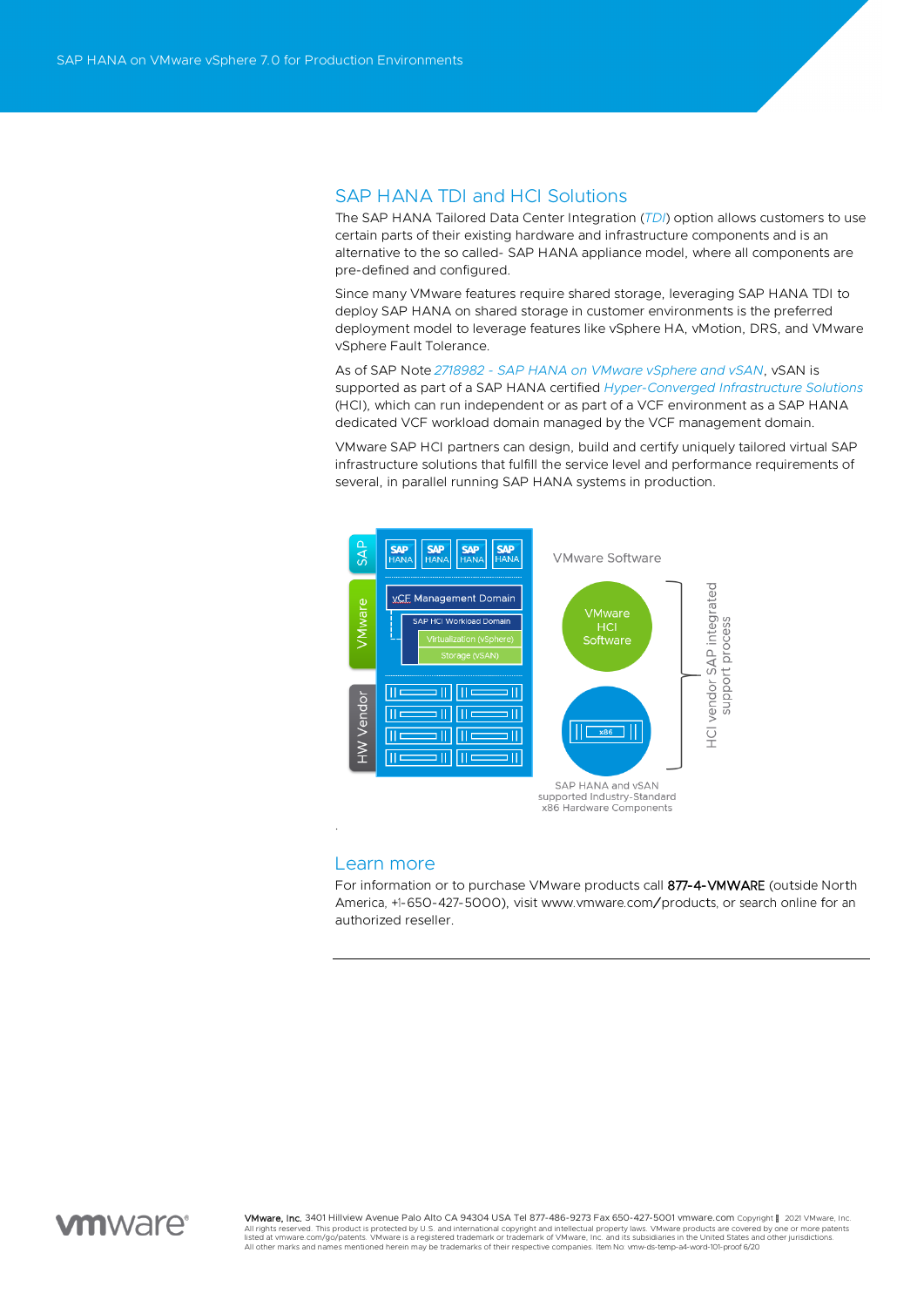## SAP HANA TDI and HCI Solutions

The SAP HANA Tailored Data Center Integration (*TDI*) option allows customers to use certain parts of their existing hardware and infrastructure components and is an alternative to the so called- SAP HANA appliance model, where all components are pre-defined and configured.

Since many VMware features require shared storage, leveraging SAP HANA TDI to deploy SAP HANA on shared storage in customer environments is the preferred deployment model to leverage features like vSphere HA, vMotion, DRS, and VMware vSphere Fault Tolerance.

As of SAP Note *2718982 - SAP HANA on VMware vSphere and vSAN*, vSAN is supported as part of a SAP HANA certified *Hyper-Converged Infrastructure Solutions* (HCI), which can run independent or as part of a VCF environment as a SAP HANA dedicated VCF workload domain managed by the VCF management domain.

VMware SAP HCI partners can design, build and certify uniquely tailored virtual SAP infrastructure solutions that fulfill the service level and performance requirements of several, in parallel running SAP HANA systems in production.

SAP
VMware
HW Vendor
SAP HANA
SAP HANA
SAP HANA
SAP HANA
VCF Management Domain
SAP HCI Workload Domain
Virtualization (vSphere)
Storage (vSAN)
VMware Software
VMware HCI Software
x86
SAP HANA and vSAN supported Industry-Standard x86 Hardware Components
HCI vendor SAP integrated support process

## Learn more

For information or to purchase VMware products call **877-4-VMWARE** (outside North America, +1-650-427-5000), visit www.vmware.com/products, or search online for an authorized reseller.